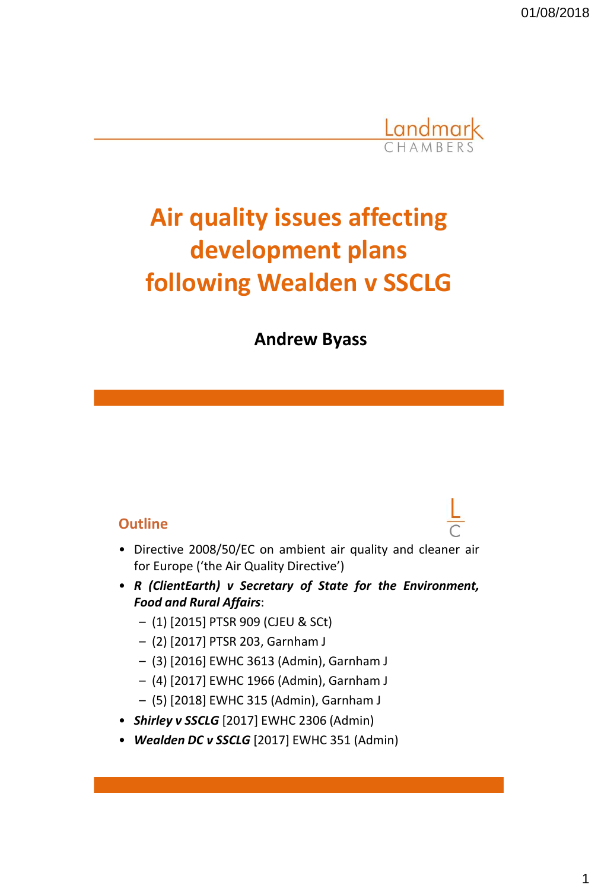Landmark CHAMBERS

# Air quality issues affecting development plans following Wealden v SSCLG

**Andrew Byass**

## Outline

- Directive 2008/50/EC on ambient air quality and cleaner air for Europe ('the Air Quality Directive')
- ***R (ClientEarth) v Secretary of State for the Environment, Food and Rural Affairs***:
  - (1) [2015] PTSR 909 (CJEU & SCt)
  - (2) [2017] PTSR 203, Garnham J
  - (3) [2016] EWHC 3613 (Admin), Garnham J
  - (4) [2017] EWHC 1966 (Admin), Garnham J
  - (5) [2018] EWHC 315 (Admin), Garnham J
- ***Shirley v SSCLG*** [2017] EWHC 2306 (Admin)
- ***Wealden DC v SSCLG*** [2017] EWHC 351 (Admin)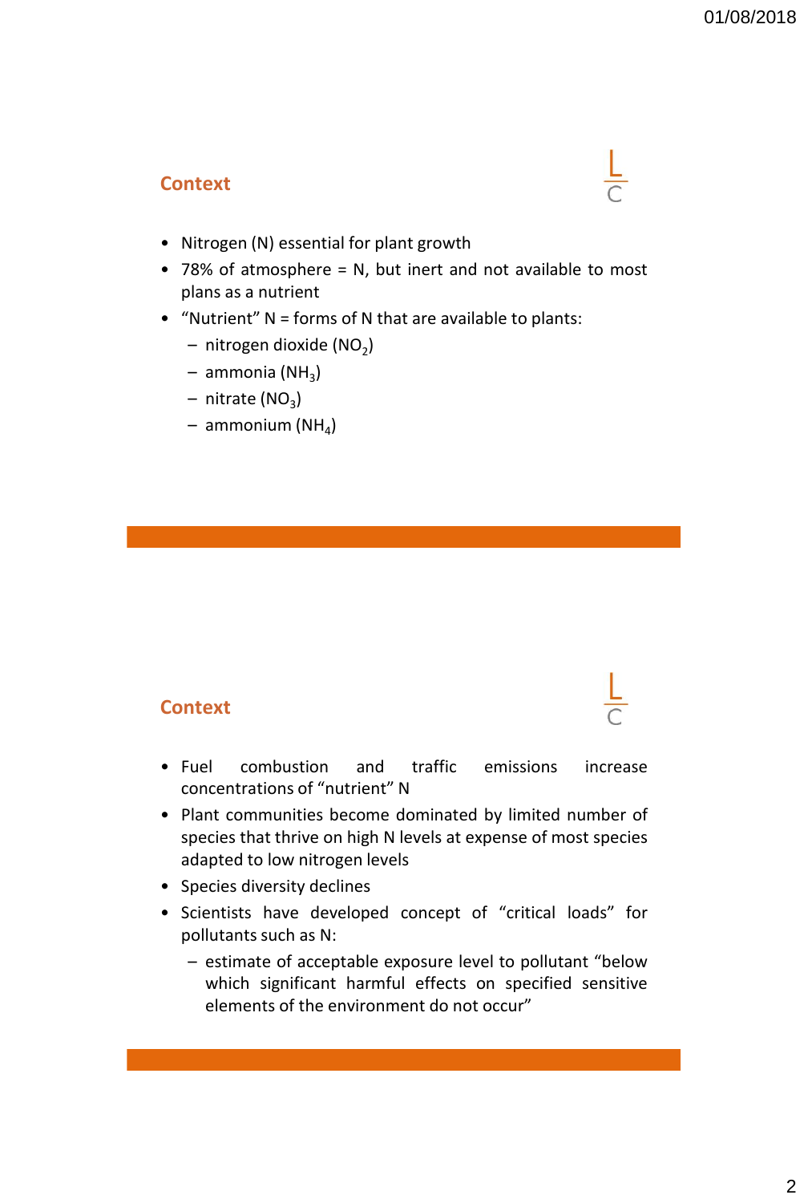## Context

- Nitrogen (N) essential for plant growth
- 78% of atmosphere = N, but inert and not available to most plans as a nutrient
- "Nutrient" N = forms of N that are available to plants:
  - nitrogen dioxide ($NO_2$)
  - ammonia ($NH_3$)
  - nitrate ($NO_3$)
  - ammonium ($NH_4$)

## Context

- Fuel combustion and traffic emissions increase concentrations of "nutrient" N
- Plant communities become dominated by limited number of species that thrive on high N levels at expense of most species adapted to low nitrogen levels
- Species diversity declines
- Scientists have developed concept of "critical loads" for pollutants such as N:
  - estimate of acceptable exposure level to pollutant "below which significant harmful effects on specified sensitive elements of the environment do not occur"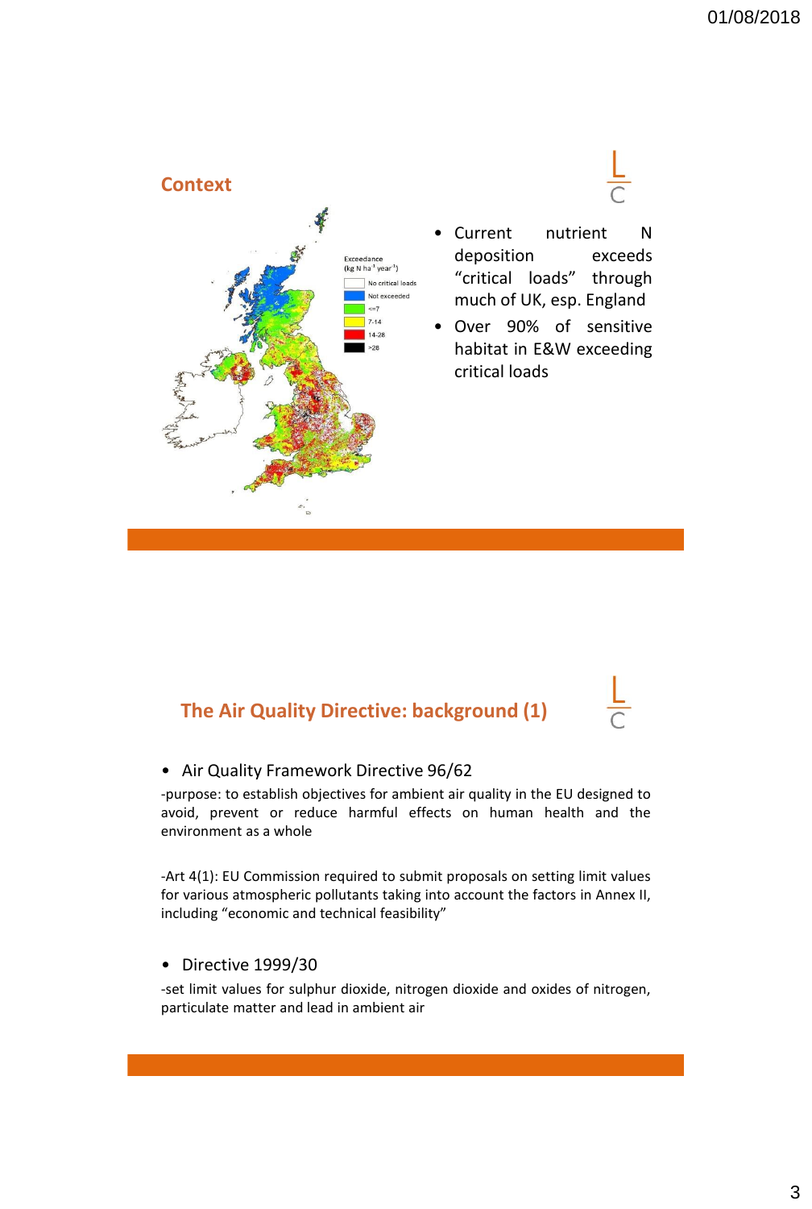## Context

Exceedance (kg N ha$^{-1}$ year$^{-1}$)

- No critical loads
- Not exceeded
- <=7
- 7-14
- 14-28
- >28

- Current nutrient N deposition exceeds "critical loads" through much of UK, esp. England
- Over 90% of sensitive habitat in E&W exceeding critical loads

## The Air Quality Directive: background (1)

- Air Quality Framework Directive 96/62

-purpose: to establish objectives for ambient air quality in the EU designed to avoid, prevent or reduce harmful effects on human health and the environment as a whole

-Art 4(1): EU Commission required to submit proposals on setting limit values for various atmospheric pollutants taking into account the factors in Annex II, including "economic and technical feasibility"

- Directive 1999/30

-set limit values for sulphur dioxide, nitrogen dioxide and oxides of nitrogen, particulate matter and lead in ambient air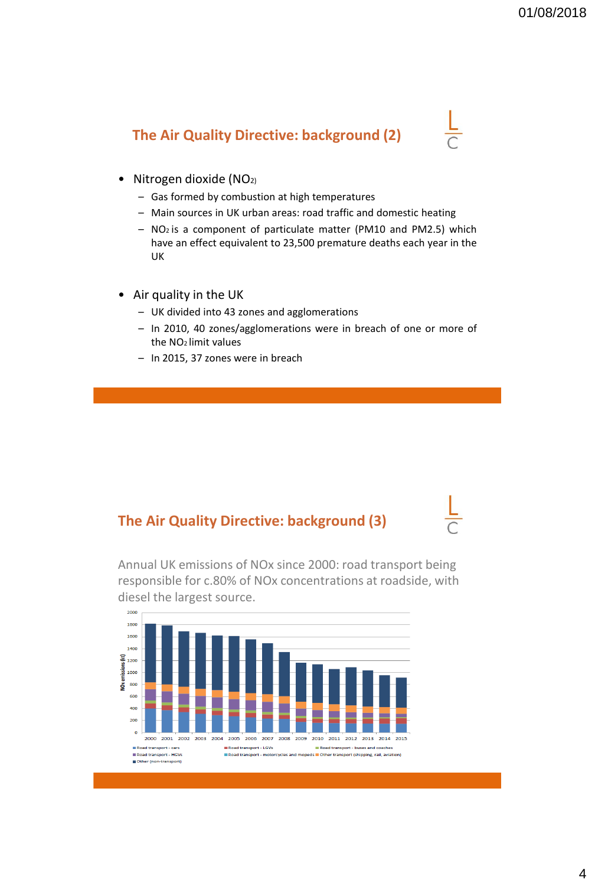## The Air Quality Directive: background (2)

- Nitrogen dioxide ($NO_2$)
  - Gas formed by combustion at high temperatures
  - Main sources in UK urban areas: road traffic and domestic heating
  - $NO_2$ is a component of particulate matter (PM10 and PM2.5) which have an effect equivalent to 23,500 premature deaths each year in the UK

- Air quality in the UK
  - UK divided into 43 zones and agglomerations
  - In 2010, 40 zones/agglomerations were in breach of one or more of the $NO_2$ limit values
  - In 2015, 37 zones were in breach

## The Air Quality Directive: background (3)

Annual UK emissions of NOx since 2000: road transport being responsible for c.80% of NOx concentrations at roadside, with diesel the largest source.

NOx emissions (kt)

2000 2001 2002 2003 2004 2005 2006 2007 2008 2009 2010 2011 2012 2013 2014 2015

- Road transport - cars
- Road transport - LGVs
- Road transport - buses and coaches
- Road transport - HGVs
- Road transport - motorcycles and mopeds
- Other transport (shipping, rail, aviation)
- Other (non-transport)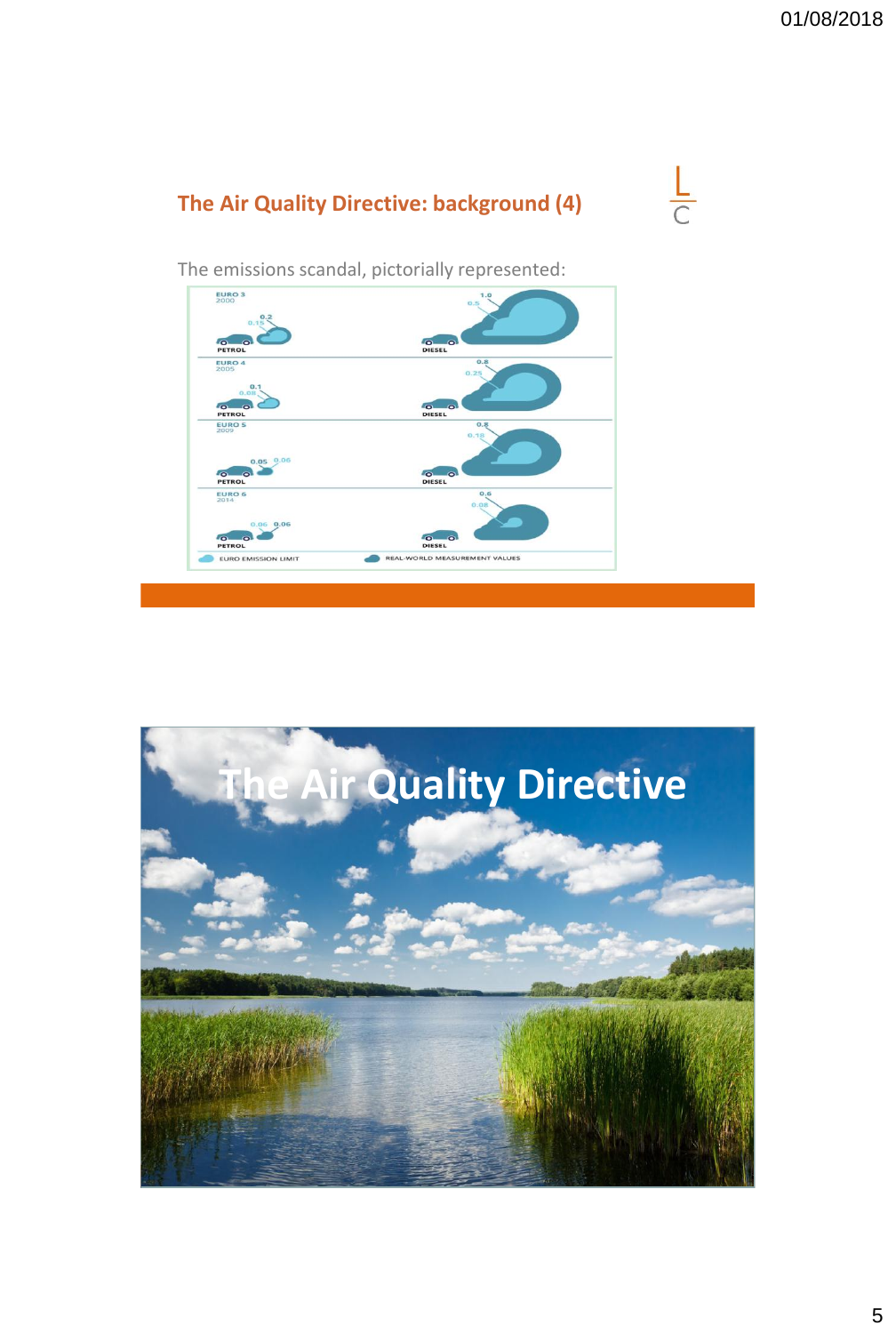## The Air Quality Directive: background (4)

The emissions scandal, pictorially represented:

| | PETROL (Euro emission limit) | PETROL (Real-world measurement values) | DIESEL (Euro emission limit) | DIESEL (Real-world measurement values) |
|---|---|---|---|---|
| EURO 3 2000 | 0.15 | 0.2 | 0.5 | 1.0 |
| EURO 4 2005 | 0.08 | 0.1 | 0.25 | 0.8 |
| EURO 5 2009 | 0.06 | 0.05 | 0.18 | 0.8 |
| EURO 6 2014 | 0.06 | 0.06 | 0.08 | 0.6 |

# The Air Quality Directive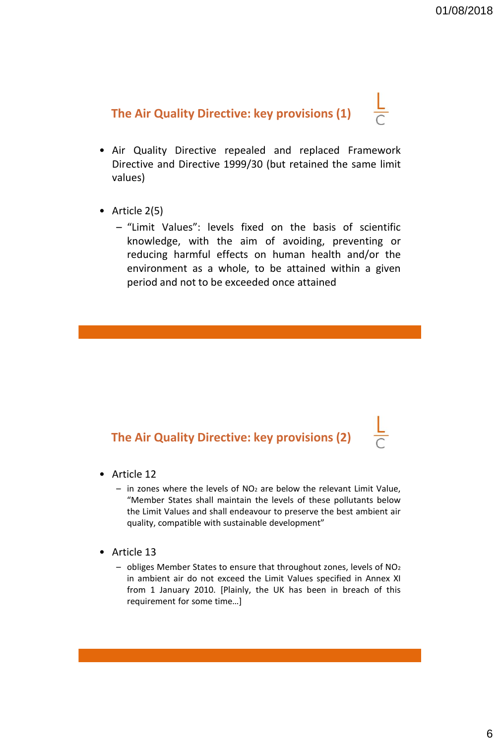## The Air Quality Directive: key provisions (1)

- Air Quality Directive repealed and replaced Framework Directive and Directive 1999/30 (but retained the same limit values)

- Article 2(5)
  - "Limit Values": levels fixed on the basis of scientific knowledge, with the aim of avoiding, preventing or reducing harmful effects on human health and/or the environment as a whole, to be attained within a given period and not to be exceeded once attained

## The Air Quality Directive: key provisions (2)

- Article 12
  - in zones where the levels of $NO_2$ are below the relevant Limit Value, "Member States shall maintain the levels of these pollutants below the Limit Values and shall endeavour to preserve the best ambient air quality, compatible with sustainable development"

- Article 13
  - obliges Member States to ensure that throughout zones, levels of $NO_2$ in ambient air do not exceed the Limit Values specified in Annex XI from 1 January 2010. [Plainly, the UK has been in breach of this requirement for some time…]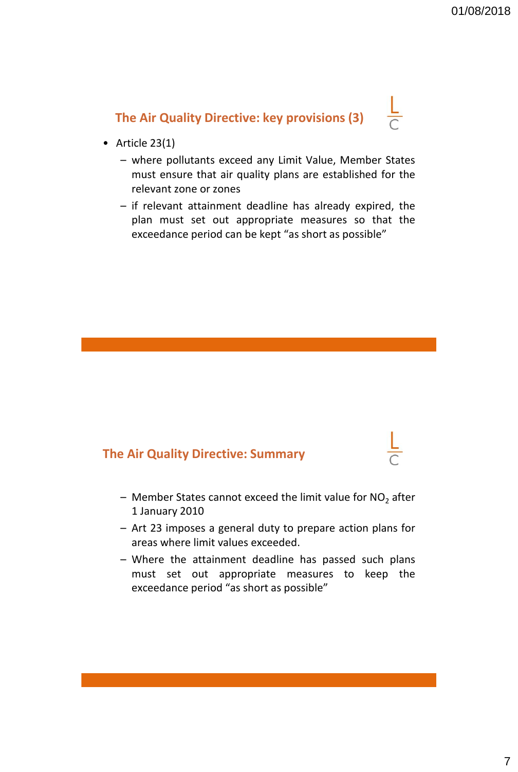## The Air Quality Directive: key provisions (3)

- Article 23(1)
  - where pollutants exceed any Limit Value, Member States must ensure that air quality plans are established for the relevant zone or zones
  - if relevant attainment deadline has already expired, the plan must set out appropriate measures so that the exceedance period can be kept “as short as possible”

## The Air Quality Directive: Summary

- Member States cannot exceed the limit value for $NO_2$ after 1 January 2010
- Art 23 imposes a general duty to prepare action plans for areas where limit values exceeded.
- Where the attainment deadline has passed such plans must set out appropriate measures to keep the exceedance period “as short as possible”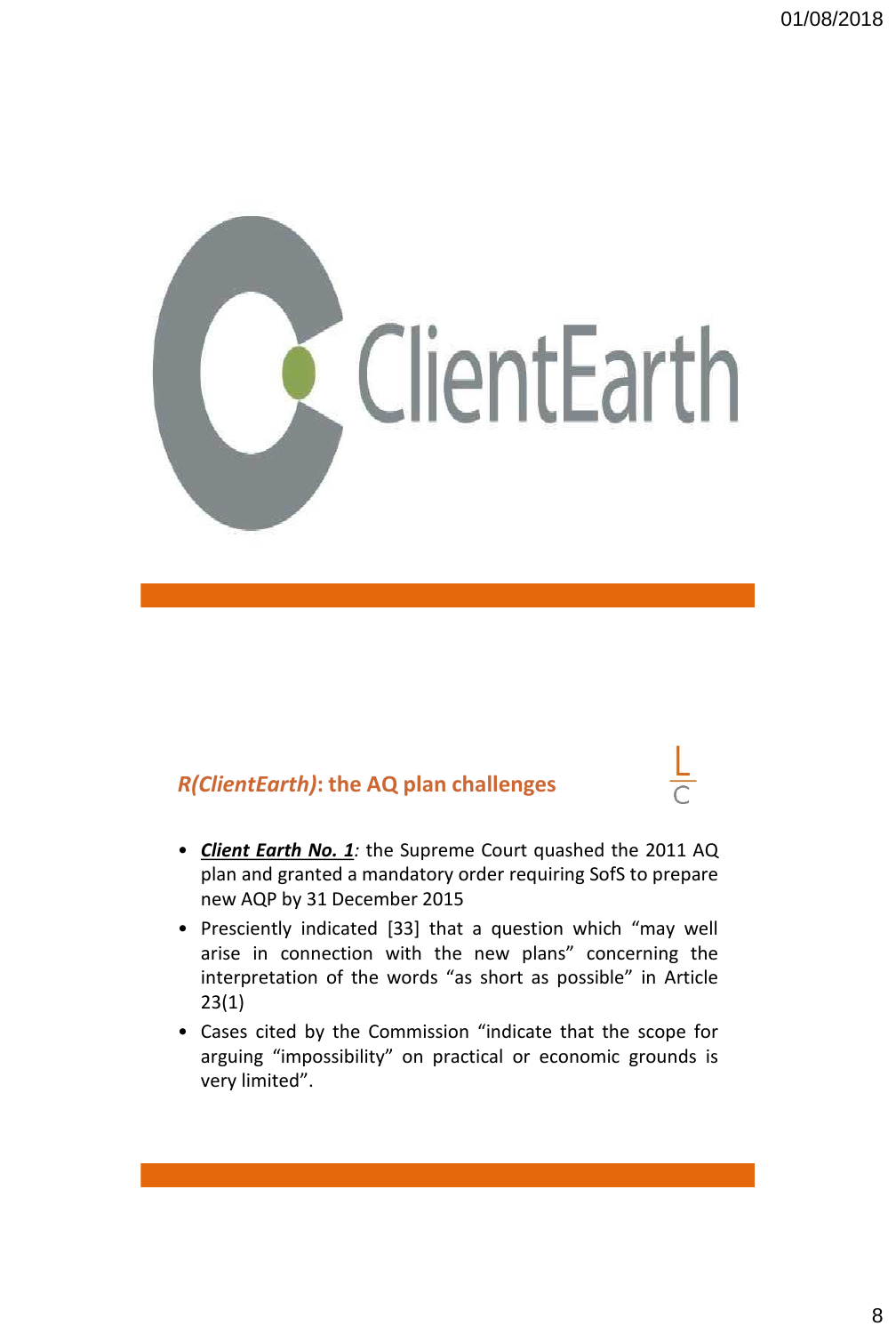ClientEarth

## *R(ClientEarth)*: the AQ plan challenges

- ***Client Earth No. 1***: the Supreme Court quashed the 2011 AQ plan and granted a mandatory order requiring SofS to prepare new AQP by 31 December 2015
- Presciently indicated [33] that a question which "may well arise in connection with the new plans" concerning the interpretation of the words "as short as possible" in Article 23(1)
- Cases cited by the Commission "indicate that the scope for arguing "impossibility" on practical or economic grounds is very limited".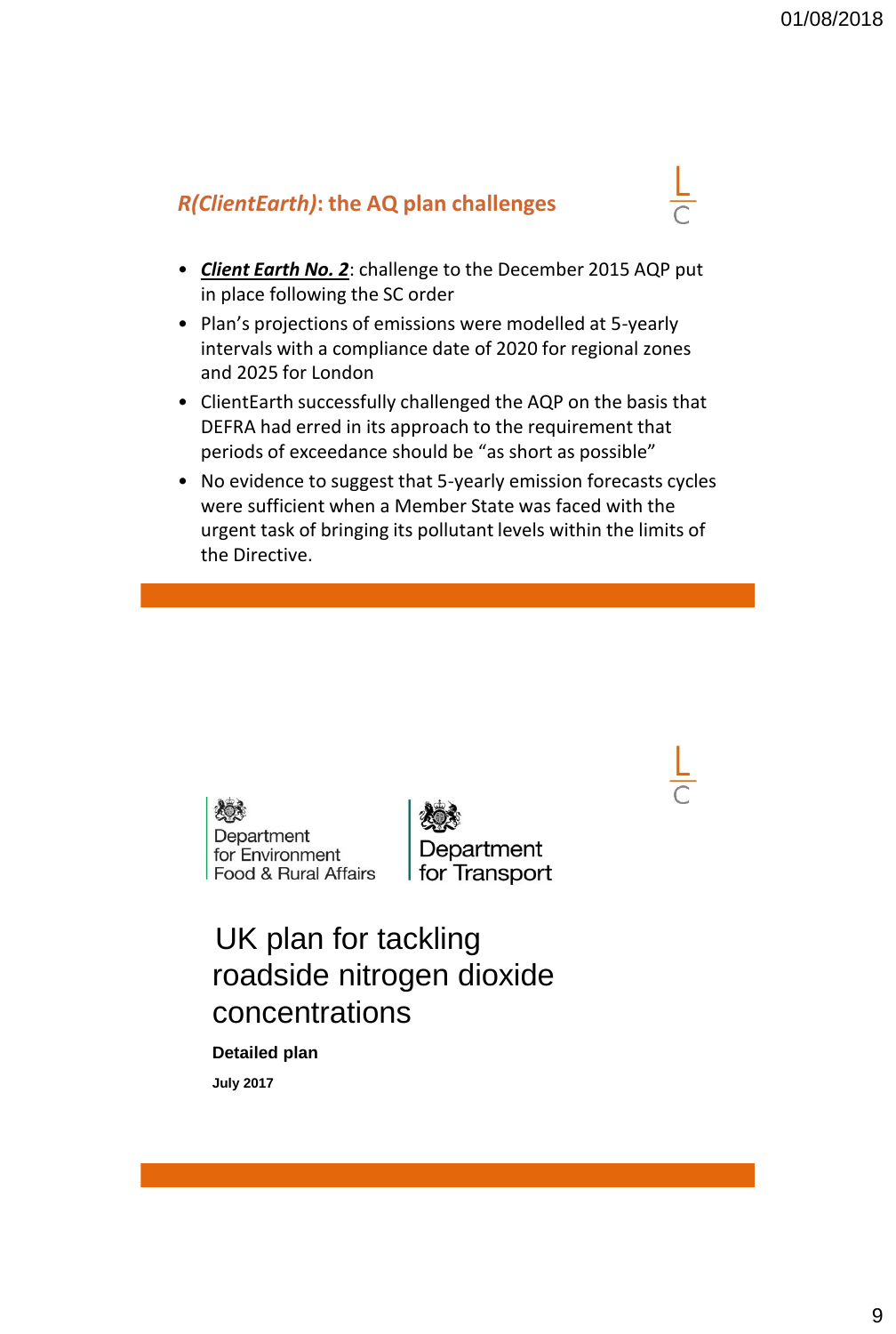## *R(ClientEarth)*: the AQ plan challenges

- ***Client Earth No. 2***: challenge to the December 2015 AQP put in place following the SC order
- Plan's projections of emissions were modelled at 5-yearly intervals with a compliance date of 2020 for regional zones and 2025 for London
- ClientEarth successfully challenged the AQP on the basis that DEFRA had erred in its approach to the requirement that periods of exceedance should be "as short as possible"
- No evidence to suggest that 5-yearly emission forecasts cycles were sufficient when a Member State was faced with the urgent task of bringing its pollutant levels within the limits of the Directive.

Department for Environment Food & Rural Affairs

Department for Transport

# UK plan for tackling roadside nitrogen dioxide concentrations

**Detailed plan**

**July 2017**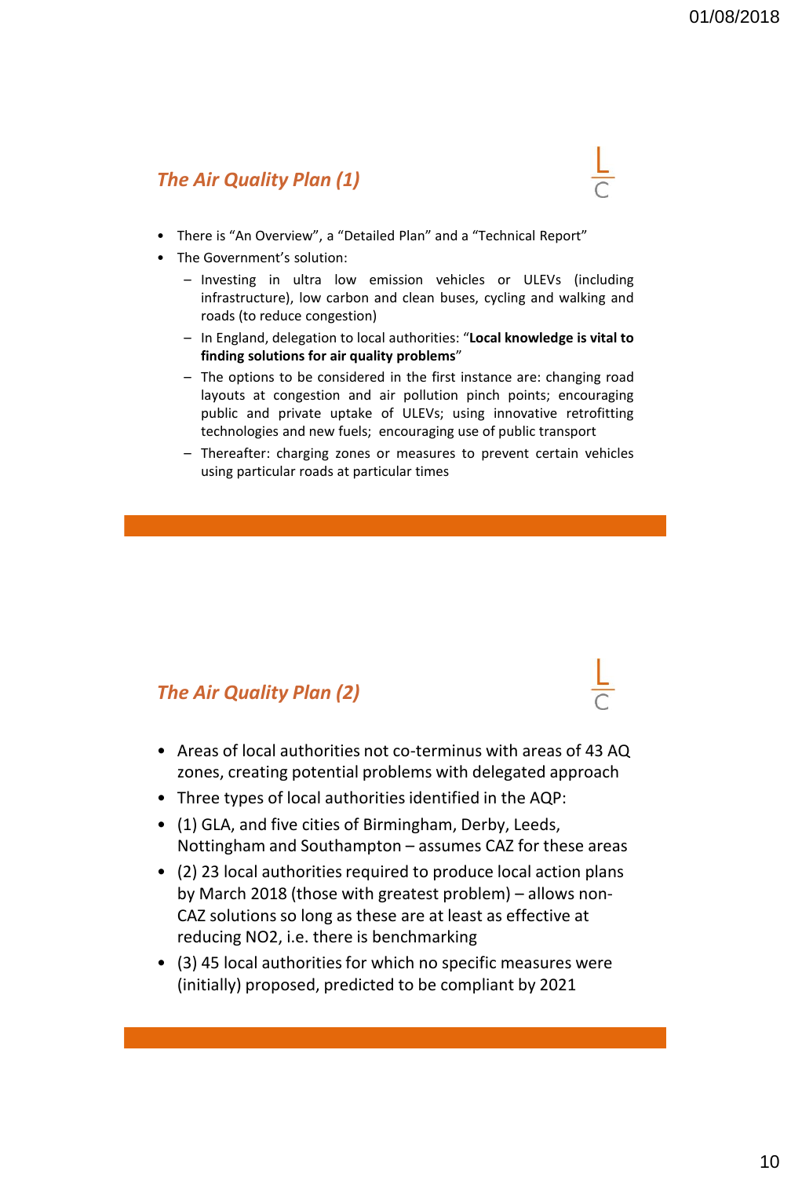## *The Air Quality Plan (1)*

- There is "An Overview", a "Detailed Plan" and a "Technical Report"
- The Government's solution:
  - Investing in ultra low emission vehicles or ULEVs (including infrastructure), low carbon and clean buses, cycling and walking and roads (to reduce congestion)
  - In England, delegation to local authorities: "**Local knowledge is vital to finding solutions for air quality problems**"
  - The options to be considered in the first instance are: changing road layouts at congestion and air pollution pinch points; encouraging public and private uptake of ULEVs; using innovative retrofitting technologies and new fuels; encouraging use of public transport
  - Thereafter: charging zones or measures to prevent certain vehicles using particular roads at particular times

## *The Air Quality Plan (2)*

- Areas of local authorities not co-terminus with areas of 43 AQ zones, creating potential problems with delegated approach
- Three types of local authorities identified in the AQP:
- (1) GLA, and five cities of Birmingham, Derby, Leeds, Nottingham and Southampton – assumes CAZ for these areas
- (2) 23 local authorities required to produce local action plans by March 2018 (those with greatest problem) – allows non-CAZ solutions so long as these are at least as effective at reducing $NO_2$, i.e. there is benchmarking
- (3) 45 local authorities for which no specific measures were (initially) proposed, predicted to be compliant by 2021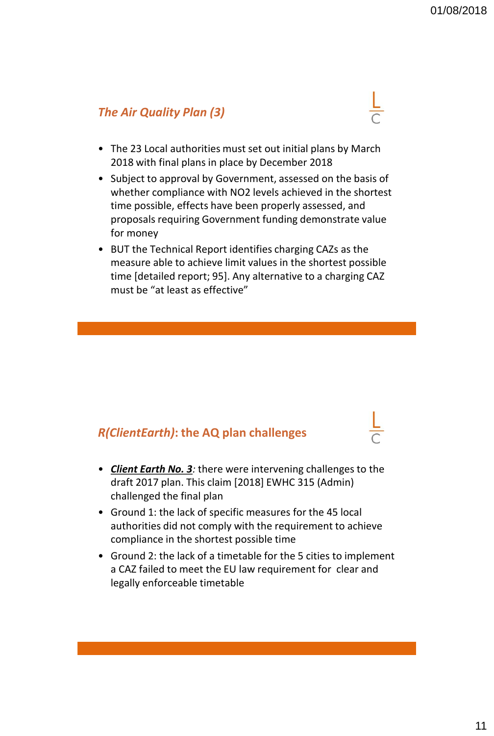## *The Air Quality Plan (3)*

- The 23 Local authorities must set out initial plans by March 2018 with final plans in place by December 2018
- Subject to approval by Government, assessed on the basis of whether compliance with $NO_2$ levels achieved in the shortest time possible, effects have been properly assessed, and proposals requiring Government funding demonstrate value for money
- BUT the Technical Report identifies charging CAZs as the measure able to achieve limit values in the shortest possible time [detailed report; 95]. Any alternative to a charging CAZ must be "at least as effective"

## *R(ClientEarth)*: the AQ plan challenges

- ***Client Earth No. 3***: there were intervening challenges to the draft 2017 plan. This claim [2018] EWHC 315 (Admin) challenged the final plan
- Ground 1: the lack of specific measures for the 45 local authorities did not comply with the requirement to achieve compliance in the shortest possible time
- Ground 2: the lack of a timetable for the 5 cities to implement a CAZ failed to meet the EU law requirement for clear and legally enforceable timetable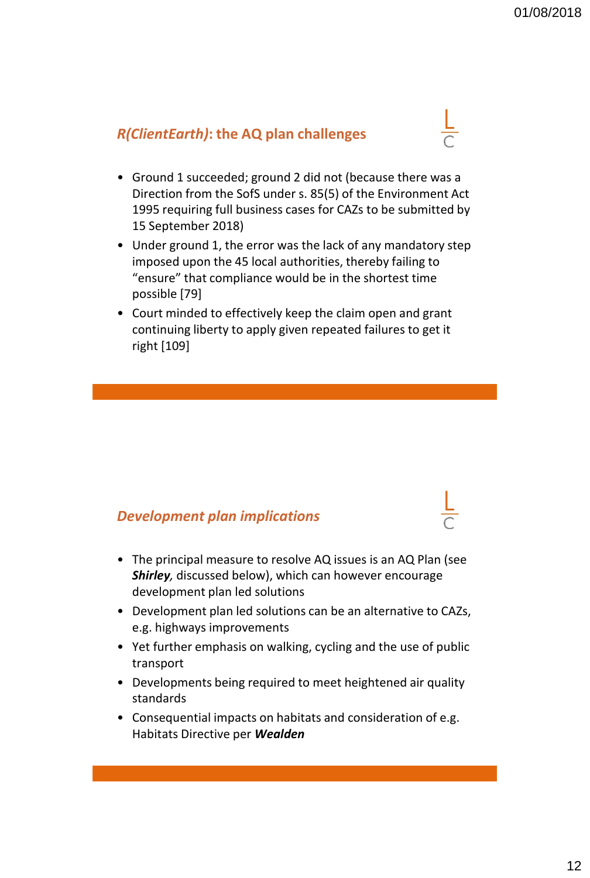## *R(ClientEarth)*: the AQ plan challenges

- Ground 1 succeeded; ground 2 did not (because there was a Direction from the SofS under s. 85(5) of the Environment Act 1995 requiring full business cases for CAZs to be submitted by 15 September 2018)
- Under ground 1, the error was the lack of any mandatory step imposed upon the 45 local authorities, thereby failing to "ensure" that compliance would be in the shortest time possible [79]
- Court minded to effectively keep the claim open and grant continuing liberty to apply given repeated failures to get it right [109]

## *Development plan implications*

- The principal measure to resolve AQ issues is an AQ Plan (see ***Shirley****,* discussed below), which can however encourage development plan led solutions
- Development plan led solutions can be an alternative to CAZs, e.g. highways improvements
- Yet further emphasis on walking, cycling and the use of public transport
- Developments being required to meet heightened air quality standards
- Consequential impacts on habitats and consideration of e.g. Habitats Directive per ***Wealden***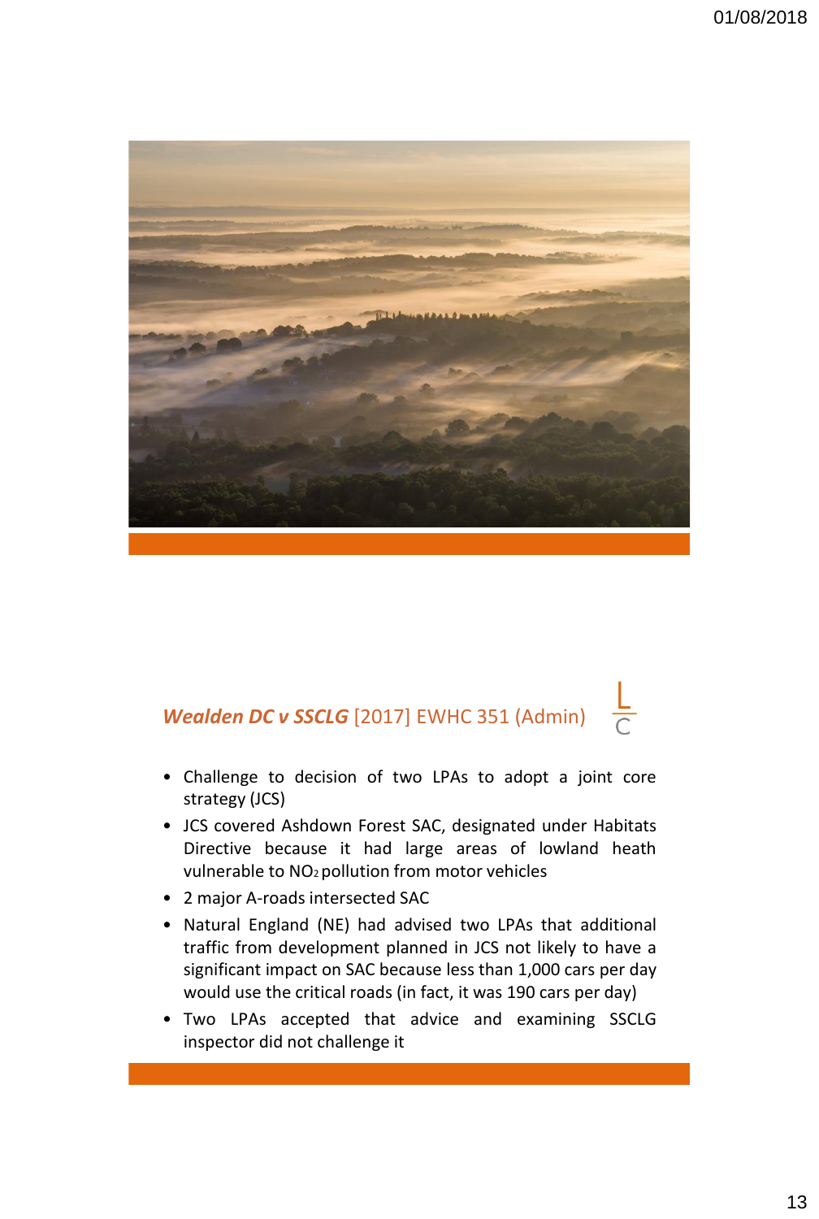## *Wealden DC v SSCLG* [2017] EWHC 351 (Admin)

- Challenge to decision of two LPAs to adopt a joint core strategy (JCS)
- JCS covered Ashdown Forest SAC, designated under Habitats Directive because it had large areas of lowland heath vulnerable to $NO_2$ pollution from motor vehicles
- 2 major A-roads intersected SAC
- Natural England (NE) had advised two LPAs that additional traffic from development planned in JCS not likely to have a significant impact on SAC because less than 1,000 cars per day would use the critical roads (in fact, it was 190 cars per day)
- Two LPAs accepted that advice and examining SSCLG inspector did not challenge it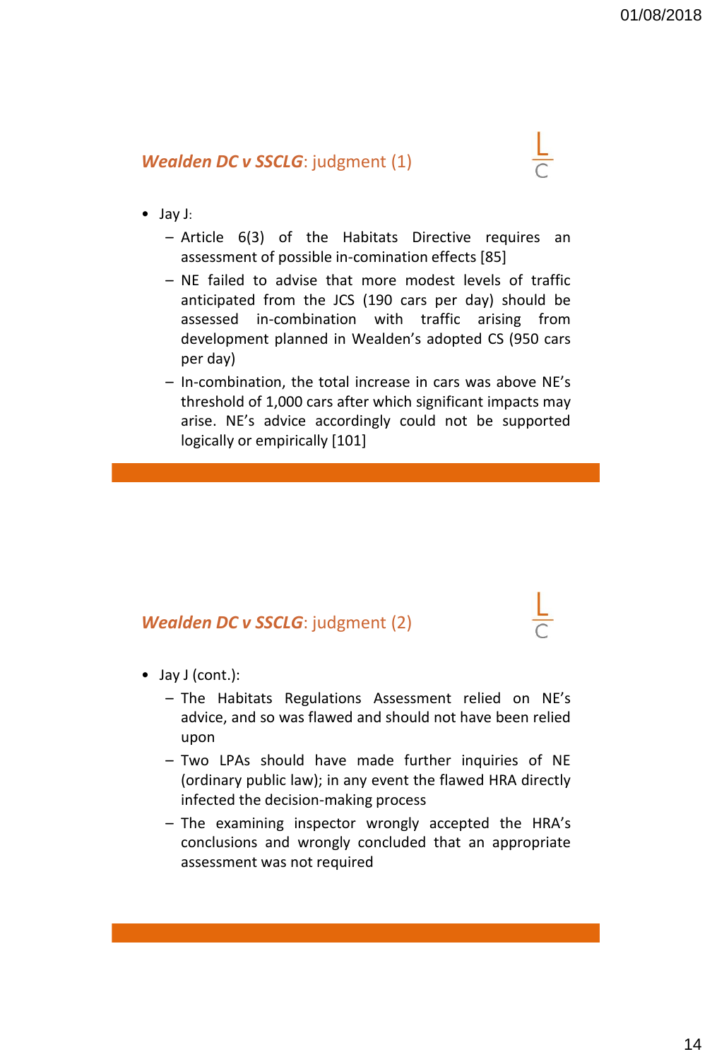## *Wealden DC v SSCLG*: judgment (1)

- Jay J:
  - Article 6(3) of the Habitats Directive requires an assessment of possible in-comination effects [85]
  - NE failed to advise that more modest levels of traffic anticipated from the JCS (190 cars per day) should be assessed in-combination with traffic arising from development planned in Wealden's adopted CS (950 cars per day)
  - In-combination, the total increase in cars was above NE's threshold of 1,000 cars after which significant impacts may arise. NE's advice accordingly could not be supported logically or empirically [101]

## *Wealden DC v SSCLG*: judgment (2)

- Jay J (cont.):
  - The Habitats Regulations Assessment relied on NE's advice, and so was flawed and should not have been relied upon
  - Two LPAs should have made further inquiries of NE (ordinary public law); in any event the flawed HRA directly infected the decision-making process
  - The examining inspector wrongly accepted the HRA's conclusions and wrongly concluded that an appropriate assessment was not required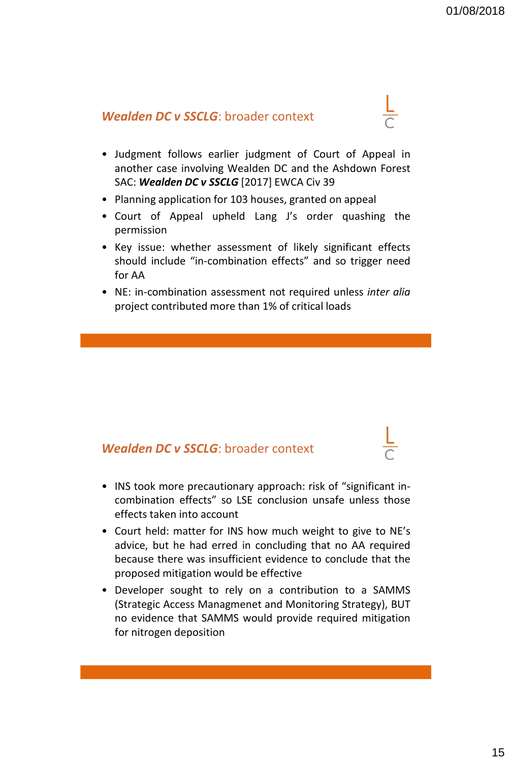## ***Wealden DC v SSCLG***: broader context

- Judgment follows earlier judgment of Court of Appeal in another case involving Wealden DC and the Ashdown Forest SAC: ***Wealden DC v SSCLG*** [2017] EWCA Civ 39
- Planning application for 103 houses, granted on appeal
- Court of Appeal upheld Lang J's order quashing the permission
- Key issue: whether assessment of likely significant effects should include "in-combination effects" and so trigger need for AA
- NE: in-combination assessment not required unless *inter alia* project contributed more than 1% of critical loads

## ***Wealden DC v SSCLG***: broader context

- INS took more precautionary approach: risk of "significant in-combination effects" so LSE conclusion unsafe unless those effects taken into account
- Court held: matter for INS how much weight to give to NE's advice, but he had erred in concluding that no AA required because there was insufficient evidence to conclude that the proposed mitigation would be effective
- Developer sought to rely on a contribution to a SAMMS (Strategic Access Managmenet and Monitoring Strategy), BUT no evidence that SAMMS would provide required mitigation for nitrogen deposition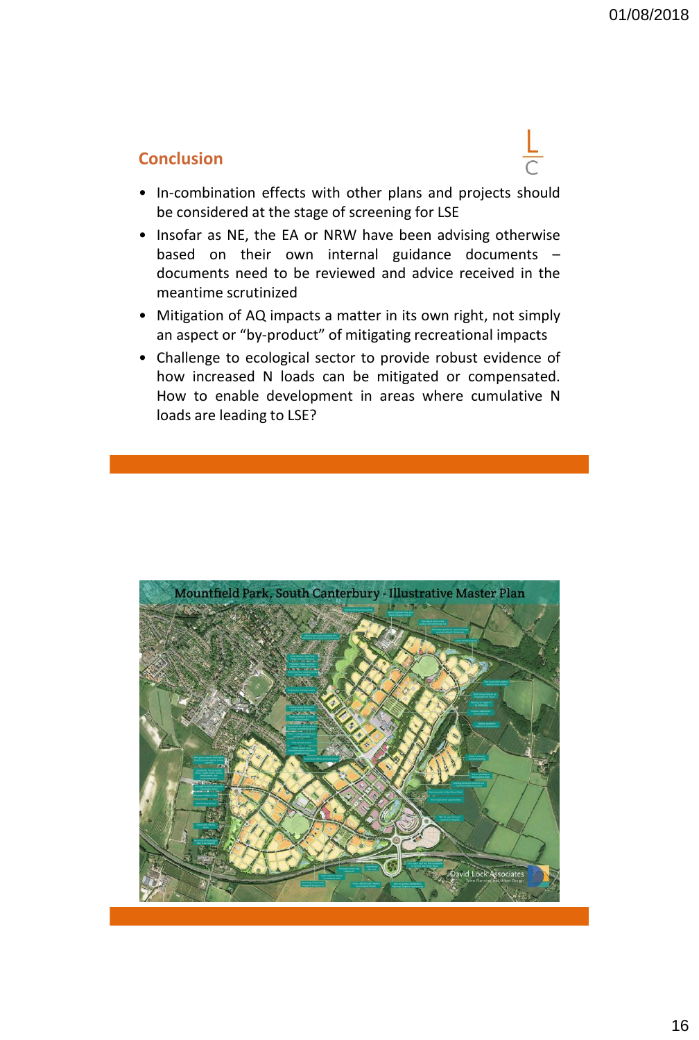## Conclusion

- In-combination effects with other plans and projects should be considered at the stage of screening for LSE
- Insofar as NE, the EA or NRW have been advising otherwise based on their own internal guidance documents – documents need to be reviewed and advice received in the meantime scrutinized
- Mitigation of AQ impacts a matter in its own right, not simply an aspect or "by-product" of mitigating recreational impacts
- Challenge to ecological sector to provide robust evidence of how increased N loads can be mitigated or compensated. How to enable development in areas where cumulative N loads are leading to LSE?

Mountfield Park, South Canterbury - Illustrative Master Plan

David Lock Associates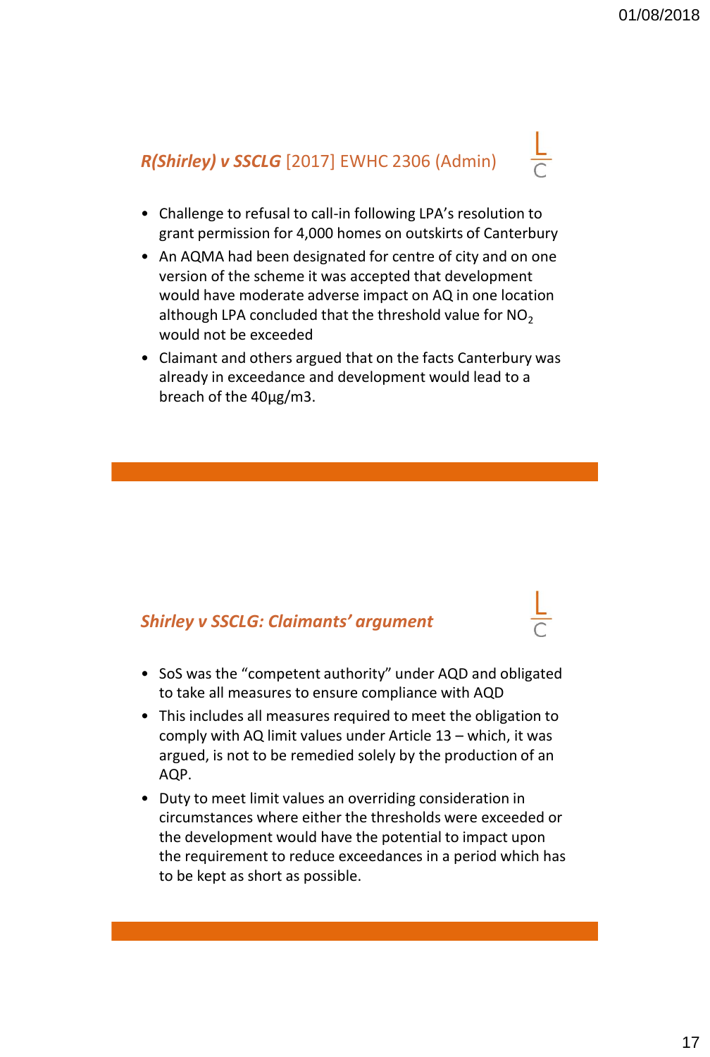## *R(Shirley) v SSCLG* [2017] EWHC 2306 (Admin)

- Challenge to refusal to call-in following LPA's resolution to grant permission for 4,000 homes on outskirts of Canterbury
- An AQMA had been designated for centre of city and on one version of the scheme it was accepted that development would have moderate adverse impact on AQ in one location although LPA concluded that the threshold value for $NO_2$ would not be exceeded
- Claimant and others argued that on the facts Canterbury was already in exceedance and development would lead to a breach of the 40µg/m3.

## *Shirley v SSCLG: Claimants' argument*

- SoS was the "competent authority" under AQD and obligated to take all measures to ensure compliance with AQD
- This includes all measures required to meet the obligation to comply with AQ limit values under Article 13 – which, it was argued, is not to be remedied solely by the production of an AQP.
- Duty to meet limit values an overriding consideration in circumstances where either the thresholds were exceeded or the development would have the potential to impact upon the requirement to reduce exceedances in a period which has to be kept as short as possible.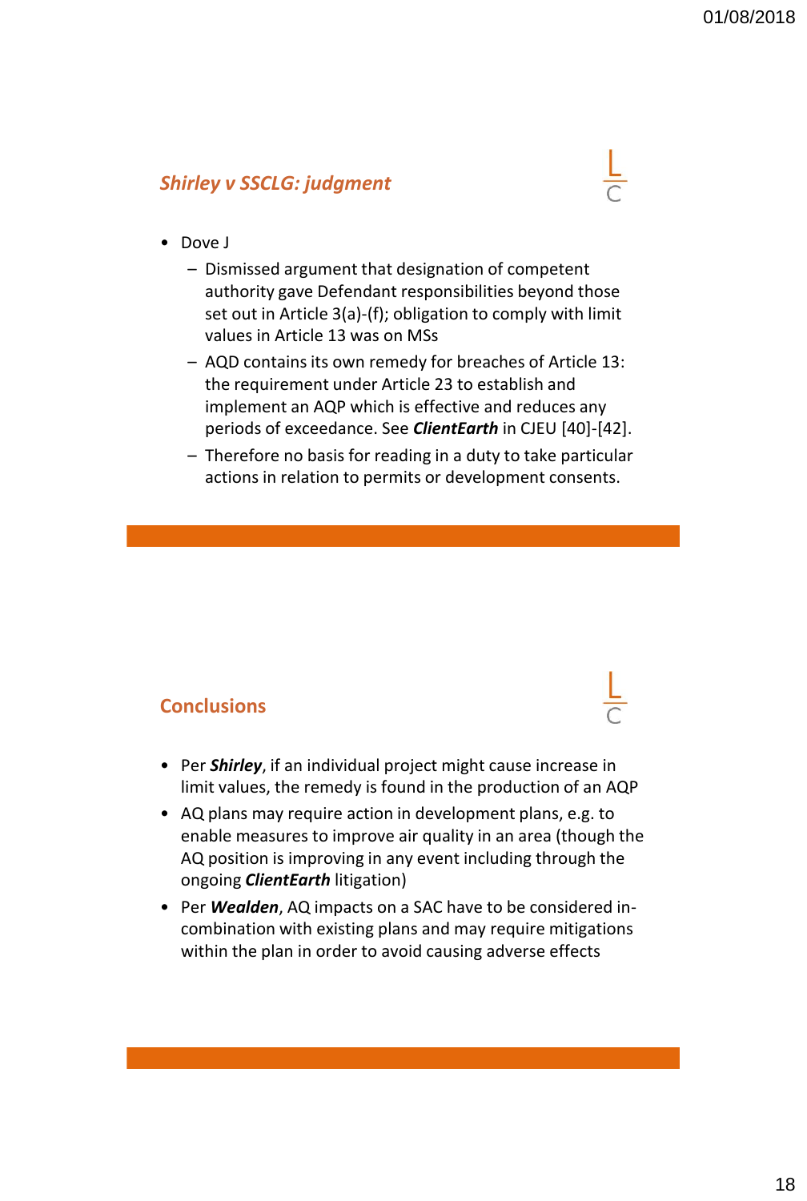## *Shirley v SSCLG: judgment*

- Dove J
  - Dismissed argument that designation of competent authority gave Defendant responsibilities beyond those set out in Article 3(a)-(f); obligation to comply with limit values in Article 13 was on MSs
  - AQD contains its own remedy for breaches of Article 13: the requirement under Article 23 to establish and implement an AQP which is effective and reduces any periods of exceedance. See ***ClientEarth*** in CJEU [40]-[42].
  - Therefore no basis for reading in a duty to take particular actions in relation to permits or development consents.

## Conclusions

- Per ***Shirley***, if an individual project might cause increase in limit values, the remedy is found in the production of an AQP
- AQ plans may require action in development plans, e.g. to enable measures to improve air quality in an area (though the AQ position is improving in any event including through the ongoing ***ClientEarth*** litigation)
- Per ***Wealden***, AQ impacts on a SAC have to be considered in-combination with existing plans and may require mitigations within the plan in order to avoid causing adverse effects